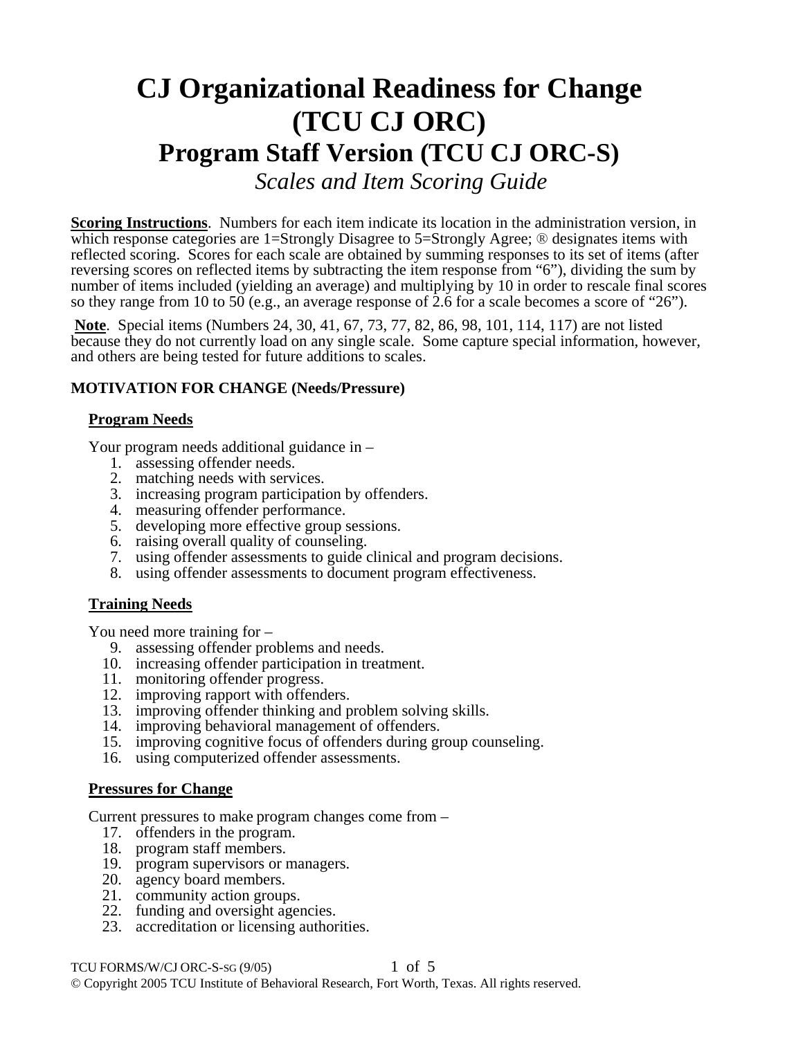# CJ Organizational Readiness for Change (TCU CJ ORC)

## Program Staff Version (TCU CJ ORC-S)

*Scales and Item Scoring Guide*

**Scoring Instructions**. Numbers for each item indicate its location in the administration version, in which response categories are 1=Strongly Disagree to 5=Strongly Agree; ® designates items with reflected scoring. Scores for each scale are obtained by summing responses to its set of items (after reversing scores on reflected items by subtracting the item response from "6"), dividing the sum by number of items included (yielding an average) and multiplying by 10 in order to rescale final scores so they range from 10 to 50 (e.g., an average response of 2.6 for a scale becomes a score of "26").

**Note**. Special items (Numbers 24, 30, 41, 67, 73, 77, 82, 86, 98, 101, 114, 117) are not listed because they do not currently load on any single scale. Some capture special information, however, and others are being tested for future additions to scales.

### MOTIVATION FOR CHANGE (Needs/Pressure)

#### Program Needs

Your program needs additional guidance in –

1. assessing offender needs.
2. matching needs with services.
3. increasing program participation by offenders.
4. measuring offender performance.
5. developing more effective group sessions.
6. raising overall quality of counseling.
7. using offender assessments to guide clinical and program decisions.
8. using offender assessments to document program effectiveness.

#### Training Needs

You need more training for –

9. assessing offender problems and needs.
10. increasing offender participation in treatment.
11. monitoring offender progress.
12. improving rapport with offenders.
13. improving offender thinking and problem solving skills.
14. improving behavioral management of offenders.
15. improving cognitive focus of offenders during group counseling.
16. using computerized offender assessments.

#### Pressures for Change

Current pressures to make program changes come from –

17. offenders in the program.
18. program staff members.
19. program supervisors or managers.
20. agency board members.
21. community action groups.
22. funding and oversight agencies.
23. accreditation or licensing authorities.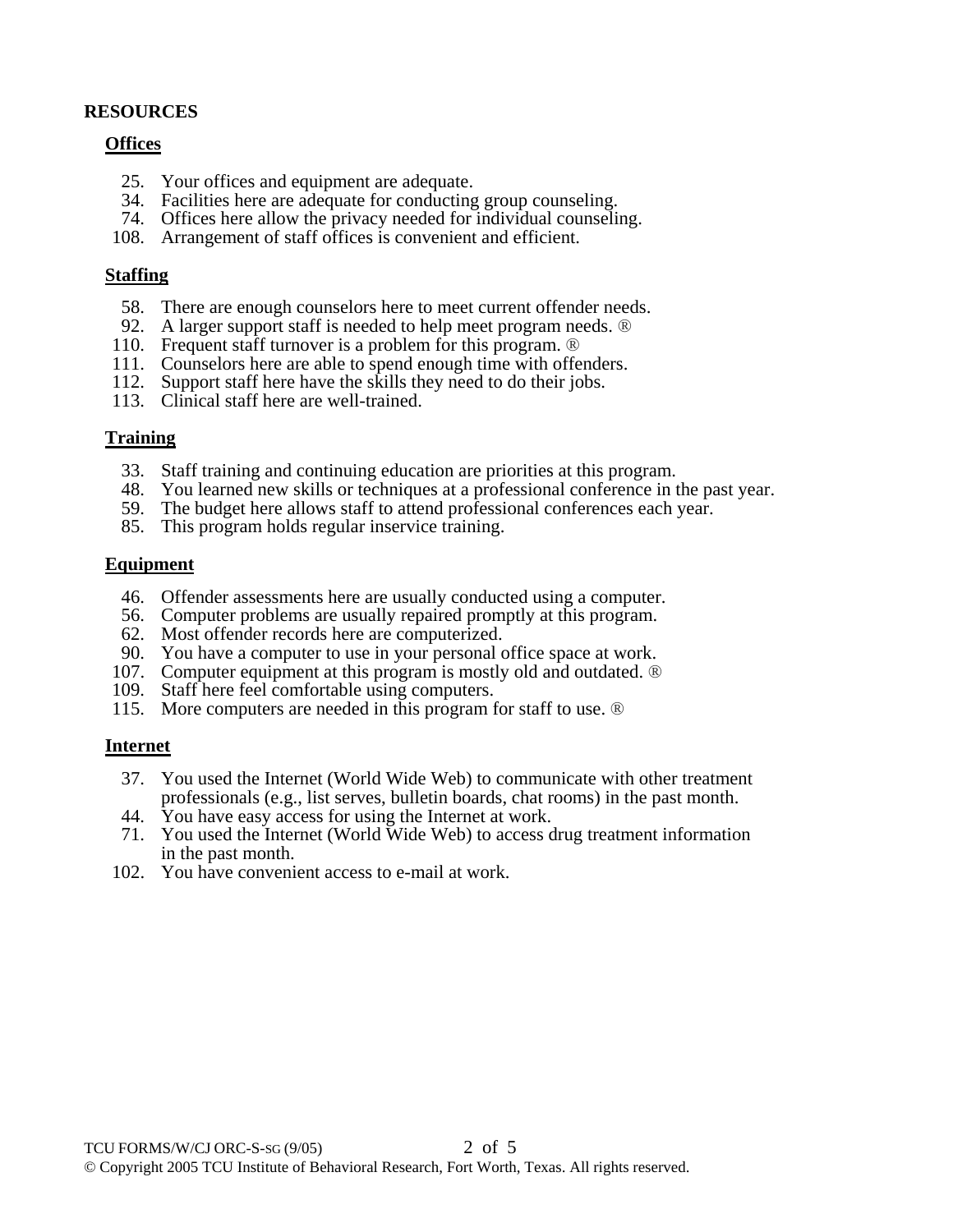**RESOURCES**

**Offices**

25. Your offices and equipment are adequate.
34. Facilities here are adequate for conducting group counseling.
74. Offices here allow the privacy needed for individual counseling.
108. Arrangement of staff offices is convenient and efficient.

**Staffing**

58. There are enough counselors here to meet current offender needs.
92. A larger support staff is needed to help meet program needs. ®
110. Frequent staff turnover is a problem for this program. ®
111. Counselors here are able to spend enough time with offenders.
112. Support staff here have the skills they need to do their jobs.
113. Clinical staff here are well-trained.

**Training**

33. Staff training and continuing education are priorities at this program.
48. You learned new skills or techniques at a professional conference in the past year.
59. The budget here allows staff to attend professional conferences each year.
85. This program holds regular inservice training.

**Equipment**

46. Offender assessments here are usually conducted using a computer.
56. Computer problems are usually repaired promptly at this program.
62. Most offender records here are computerized.
90. You have a computer to use in your personal office space at work.
107. Computer equipment at this program is mostly old and outdated. ®
109. Staff here feel comfortable using computers.
115. More computers are needed in this program for staff to use. ®

**Internet**

37. You used the Internet (World Wide Web) to communicate with other treatment professionals (e.g., list serves, bulletin boards, chat rooms) in the past month.
44. You have easy access for using the Internet at work.
71. You used the Internet (World Wide Web) to access drug treatment information in the past month.
102. You have convenient access to e-mail at work.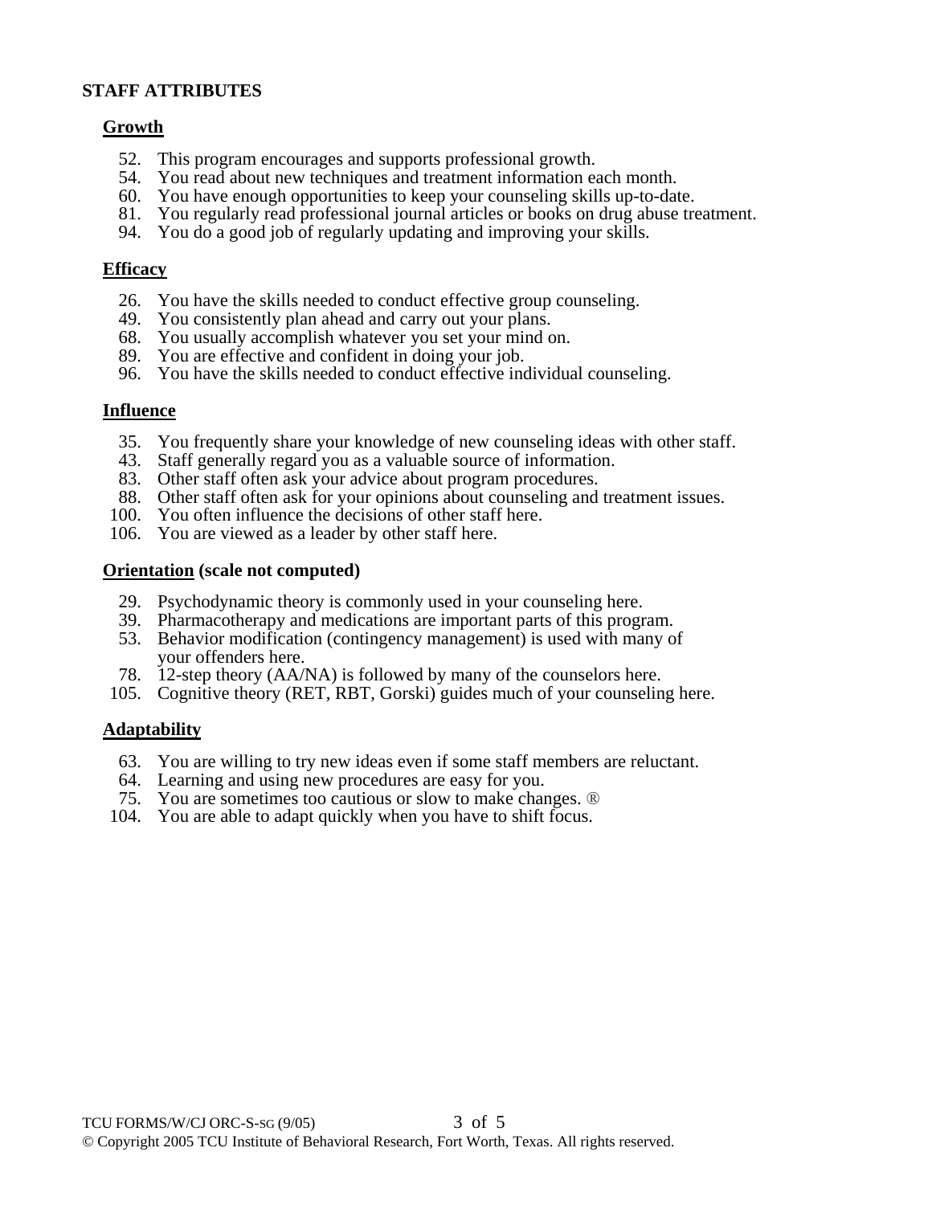## STAFF ATTRIBUTES

### Growth

52. This program encourages and supports professional growth.
54. You read about new techniques and treatment information each month.
60. You have enough opportunities to keep your counseling skills up-to-date.
81. You regularly read professional journal articles or books on drug abuse treatment.
94. You do a good job of regularly updating and improving your skills.

### Efficacy

26. You have the skills needed to conduct effective group counseling.
49. You consistently plan ahead and carry out your plans.
68. You usually accomplish whatever you set your mind on.
89. You are effective and confident in doing your job.
96. You have the skills needed to conduct effective individual counseling.

### Influence

35. You frequently share your knowledge of new counseling ideas with other staff.
43. Staff generally regard you as a valuable source of information.
83. Other staff often ask your advice about program procedures.
88. Other staff often ask for your opinions about counseling and treatment issues.
100. You often influence the decisions of other staff here.
106. You are viewed as a leader by other staff here.

### Orientation (scale not computed)

29. Psychodynamic theory is commonly used in your counseling here.
39. Pharmacotherapy and medications are important parts of this program.
53. Behavior modification (contingency management) is used with many of your offenders here.
78. 12-step theory (AA/NA) is followed by many of the counselors here.
105. Cognitive theory (RET, RBT, Gorski) guides much of your counseling here.

### Adaptability

63. You are willing to try new ideas even if some staff members are reluctant.
64. Learning and using new procedures are easy for you.
75. You are sometimes too cautious or slow to make changes. ®
104. You are able to adapt quickly when you have to shift focus.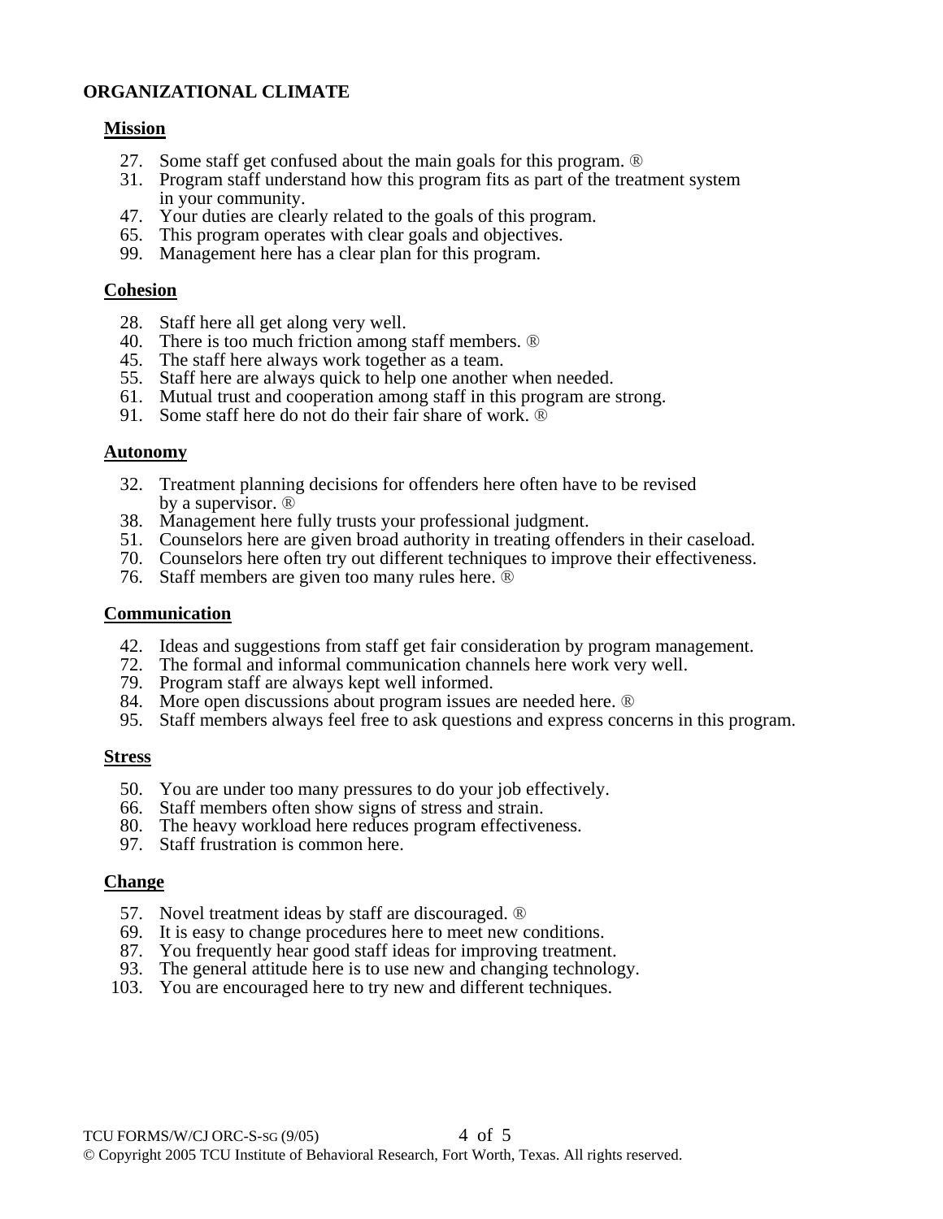## ORGANIZATIONAL CLIMATE

### Mission

27. Some staff get confused about the main goals for this program. ®
31. Program staff understand how this program fits as part of the treatment system in your community.
47. Your duties are clearly related to the goals of this program.
65. This program operates with clear goals and objectives.
99. Management here has a clear plan for this program.

### Cohesion

28. Staff here all get along very well.
40. There is too much friction among staff members. ®
45. The staff here always work together as a team.
55. Staff here are always quick to help one another when needed.
61. Mutual trust and cooperation among staff in this program are strong.
91. Some staff here do not do their fair share of work. ®

### Autonomy

32. Treatment planning decisions for offenders here often have to be revised by a supervisor. ®
38. Management here fully trusts your professional judgment.
51. Counselors here are given broad authority in treating offenders in their caseload.
70. Counselors here often try out different techniques to improve their effectiveness.
76. Staff members are given too many rules here. ®

### Communication

42. Ideas and suggestions from staff get fair consideration by program management.
72. The formal and informal communication channels here work very well.
79. Program staff are always kept well informed.
84. More open discussions about program issues are needed here. ®
95. Staff members always feel free to ask questions and express concerns in this program.

### Stress

50. You are under too many pressures to do your job effectively.
66. Staff members often show signs of stress and strain.
80. The heavy workload here reduces program effectiveness.
97. Staff frustration is common here.

### Change

57. Novel treatment ideas by staff are discouraged. ®
69. It is easy to change procedures here to meet new conditions.
87. You frequently hear good staff ideas for improving treatment.
93. The general attitude here is to use new and changing technology.
103. You are encouraged here to try new and different techniques.

TCU FORMS/W/CJ ORC-S-SG (9/05)

© Copyright 2005 TCU Institute of Behavioral Research, Fort Worth, Texas. All rights reserved.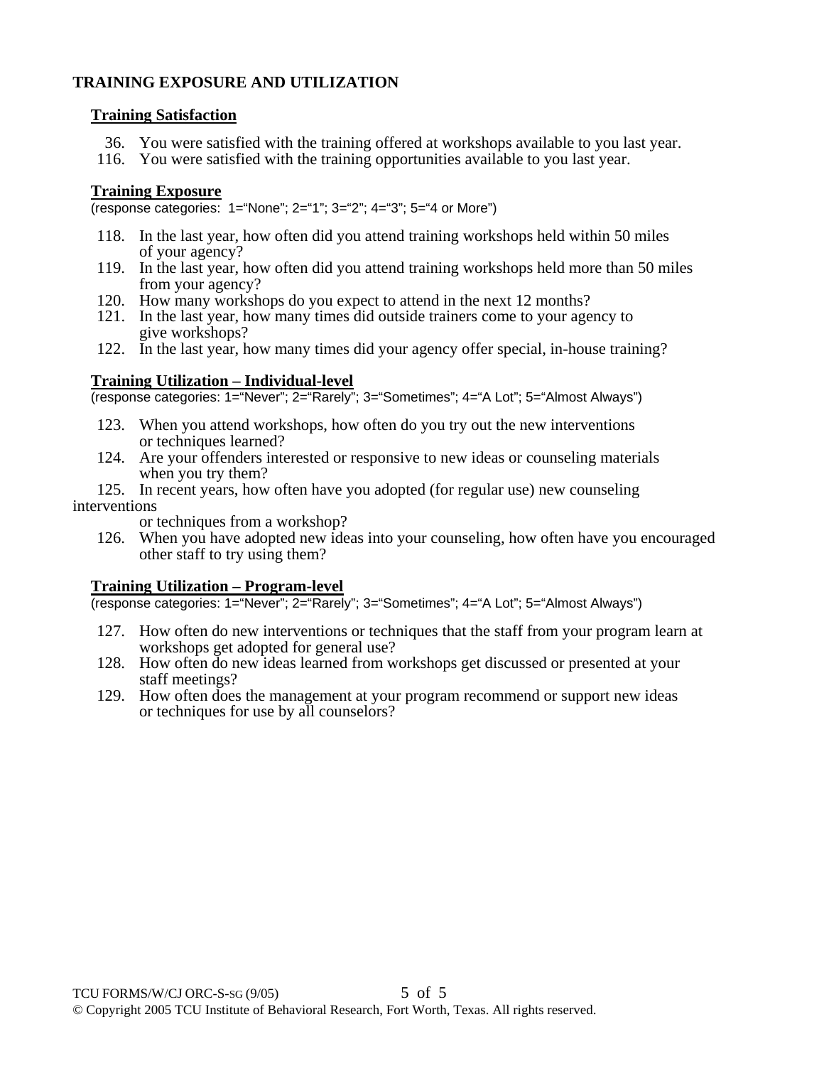## TRAINING EXPOSURE AND UTILIZATION

### Training Satisfaction

36. You were satisfied with the training offered at workshops available to you last year.
116. You were satisfied with the training opportunities available to you last year.

### Training Exposure

(response categories: 1="None"; 2="1"; 3="2"; 4="3"; 5="4 or More")

118. In the last year, how often did you attend training workshops held within 50 miles of your agency?
119. In the last year, how often did you attend training workshops held more than 50 miles from your agency?
120. How many workshops do you expect to attend in the next 12 months?
121. In the last year, how many times did outside trainers come to your agency to give workshops?
122. In the last year, how many times did your agency offer special, in-house training?

### Training Utilization – Individual-level

(response categories: 1="Never"; 2="Rarely"; 3="Sometimes"; 4="A Lot"; 5="Almost Always")

123. When you attend workshops, how often do you try out the new interventions or techniques learned?
124. Are your offenders interested or responsive to new ideas or counseling materials when you try them?
125. In recent years, how often have you adopted (for regular use) new counseling interventions or techniques from a workshop?
126. When you have adopted new ideas into your counseling, how often have you encouraged other staff to try using them?

### Training Utilization – Program-level

(response categories: 1="Never"; 2="Rarely"; 3="Sometimes"; 4="A Lot"; 5="Almost Always")

127. How often do new interventions or techniques that the staff from your program learn at workshops get adopted for general use?
128. How often do new ideas learned from workshops get discussed or presented at your staff meetings?
129. How often does the management at your program recommend or support new ideas or techniques for use by all counselors?

TCU FORMS/W/CJ ORC-S-SG (9/05)

© Copyright 2005 TCU Institute of Behavioral Research, Fort Worth, Texas. All rights reserved.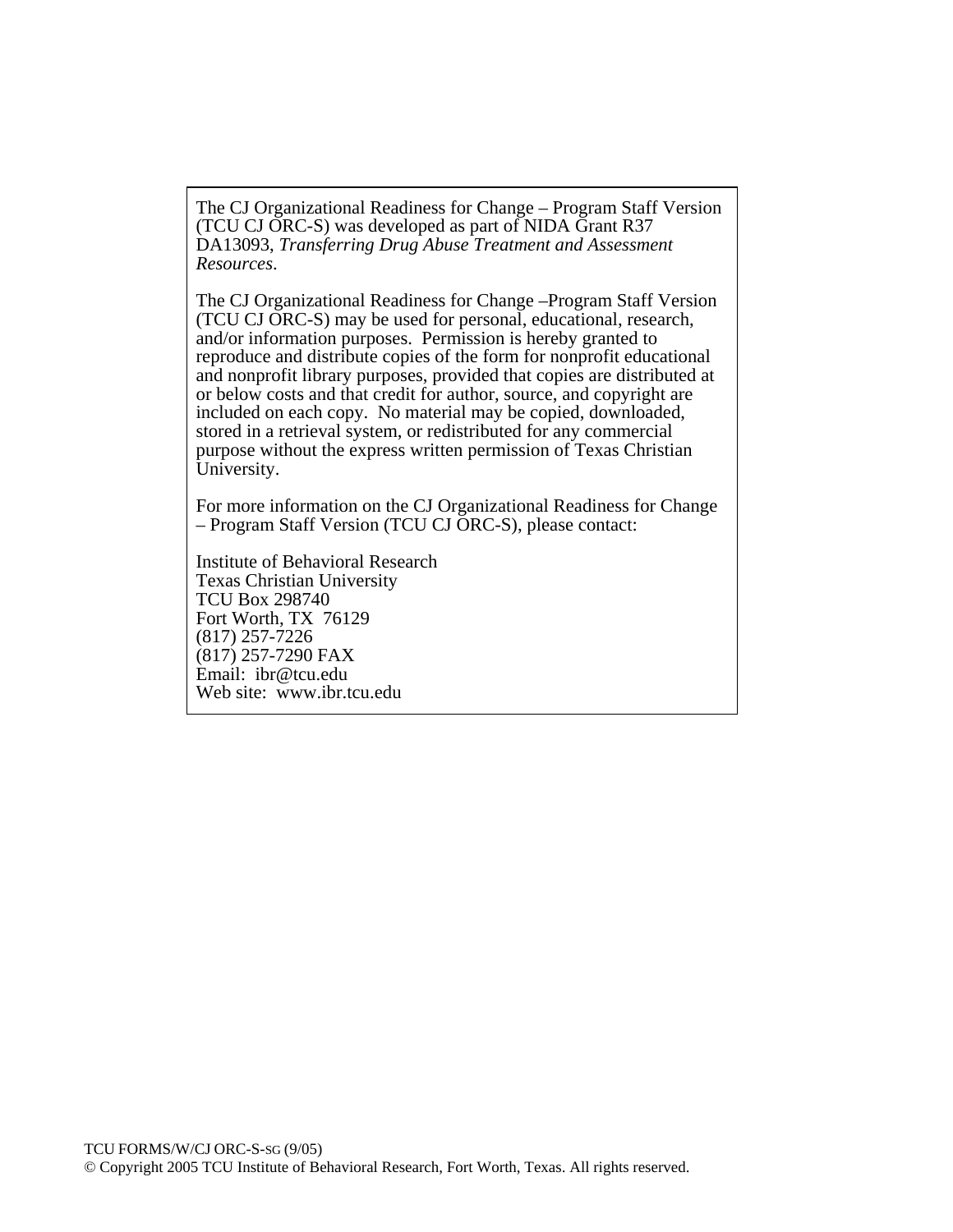The CJ Organizational Readiness for Change – Program Staff Version (TCU CJ ORC-S) was developed as part of NIDA Grant R37 DA13093, *Transferring Drug Abuse Treatment and Assessment Resources*.

The CJ Organizational Readiness for Change –Program Staff Version (TCU CJ ORC-S) may be used for personal, educational, research, and/or information purposes. Permission is hereby granted to reproduce and distribute copies of the form for nonprofit educational and nonprofit library purposes, provided that copies are distributed at or below costs and that credit for author, source, and copyright are included on each copy. No material may be copied, downloaded, stored in a retrieval system, or redistributed for any commercial purpose without the express written permission of Texas Christian University.

For more information on the CJ Organizational Readiness for Change – Program Staff Version (TCU CJ ORC-S), please contact:

Institute of Behavioral Research
Texas Christian University
TCU Box 298740
Fort Worth, TX 76129
(817) 257-7226
(817) 257-7290 FAX
Email: ibr@tcu.edu
Web site: www.ibr.tcu.edu

TCU FORMS/W/CJ ORC-S-SG (9/05)
© Copyright 2005 TCU Institute of Behavioral Research, Fort Worth, Texas. All rights reserved.